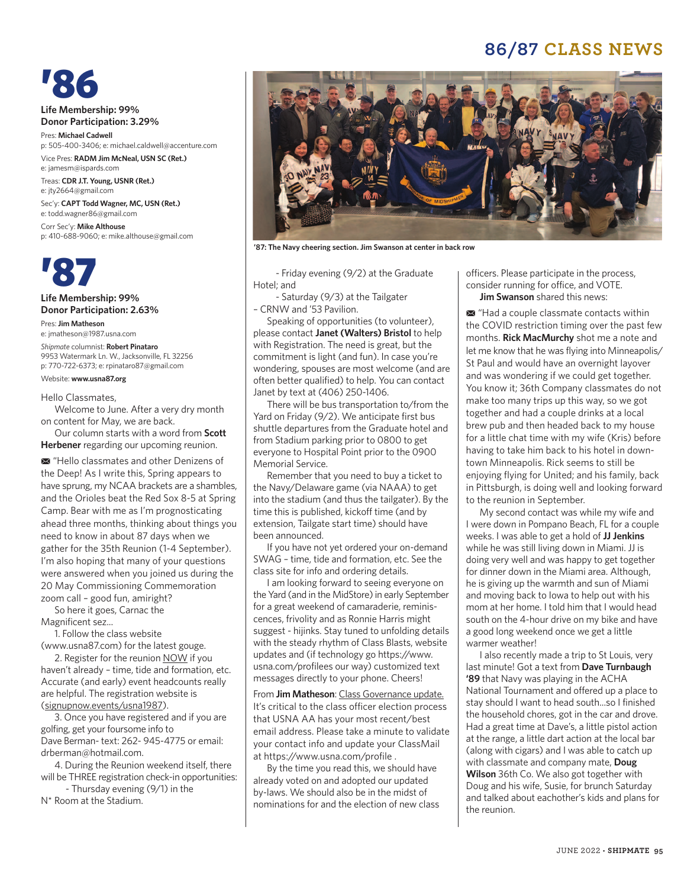# '86

**Life Membership: 99%**
**Donor Participation: 3.29%**

Pres: **Michael Cadwell**
p: 505-400-3406; e: michael.caldwell@accenture.com

Vice Pres: **RADM Jim McNeal, USN SC (Ret.)**
e: jamesm@ispards.com

Treas: **CDR J.T. Young, USNR (Ret.)**
e: jty2664@gmail.com

Sec'y: **CAPT Todd Wagner, MC, USN (Ret.)**
e: todd.wagner86@gmail.com

Corr Sec'y: **Mike Althouse**
p: 410-688-9060; e: mike.althouse@gmail.com

# '87

**Life Membership: 99%**
**Donor Participation: 2.63%**

Pres: **Jim Matheson**
e: jmatheson@1987.usna.com

*Shipmate* columnist: **Robert Pinataro**
9953 Watermark Ln. W., Jacksonville, FL 32256
p: 770-722-6373; e: rpinataro87@gmail.com

Website: **www.usna87.org**

Hello Classmates,

Welcome to June. After a very dry month on content for May, we are back.

Our column starts with a word from **Scott Herbener** regarding our upcoming reunion.

✉ "Hello classmates and other Denizens of the Deep! As I write this, Spring appears to have sprung, my NCAA brackets are a shambles, and the Orioles beat the Red Sox 8-5 at Spring Camp. Bear with me as I'm prognosticating ahead three months, thinking about things you need to know in about 87 days when we gather for the 35th Reunion (1-4 September). I'm also hoping that many of your questions were answered when you joined us during the 20 May Commissioning Commemoration zoom call – good fun, amiright?

So here it goes, Carnac the Magnificent sez…

1. Follow the class website (www.usna87.com) for the latest gouge.

2. Register for the reunion NOW if you haven't already – time, tide and formation, etc. Accurate (and early) event headcounts really are helpful. The registration website is (signupnow.events/usna1987).

3. Once you have registered and if you are golfing, get your foursome info to Dave Berman- text: 262- 945-4775 or email: drberman@hotmail.com.

4. During the Reunion weekend itself, there will be THREE registration check-in opportunities:

- Thursday evening (9/1) in the N* Room at the Stadium.
- Friday evening (9/2) at the Graduate Hotel; and
- Saturday (9/3) at the Tailgater – CRNW and '53 Pavilion.

Speaking of opportunities (to volunteer), please contact **Janet (Walters) Bristol** to help with Registration. The need is great, but the commitment is light (and fun). In case you're wondering, spouses are most welcome (and are often better qualified) to help. You can contact Janet by text at (406) 250-1406.

There will be bus transportation to/from the Yard on Friday (9/2). We anticipate first bus shuttle departures from the Graduate hotel and from Stadium parking prior to 0800 to get everyone to Hospital Point prior to the 0900 Memorial Service.

Remember that you need to buy a ticket to the Navy/Delaware game (via NAAA) to get into the stadium (and thus the tailgater). By the time this is published, kickoff time (and by extension, Tailgate start time) should have been announced.

If you have not yet ordered your on-demand SWAG – time, tide and formation, etc. See the class site for info and ordering details.

I am looking forward to seeing everyone on the Yard (and in the MidStore) in early September for a great weekend of camaraderie, reminiscences, frivolity and as Ronnie Harris might suggest - hijinks. Stay tuned to unfolding details with the steady rhythm of Class Blasts, website updates and (if technology go https://www.usna.com/profilees our way) customized text messages directly to your phone. Cheers!

From **Jim Matheson**: Class Governance update. It's critical to the class officer election process that USNA AA has your most recent/best email address. Please take a minute to validate your contact info and update your ClassMail at https://www.usna.com/profile .

By the time you read this, we should have already voted on and adopted our updated by-laws. We should also be in the midst of nominations for and the election of new class officers. Please participate in the process, consider running for office, and VOTE.

**Jim Swanson** shared this news:

✉ "Had a couple classmate contacts within the COVID restriction timing over the past few months. **Rick MacMurchy** shot me a note and let me know that he was flying into Minneapolis/St Paul and would have an overnight layover and was wondering if we could get together. You know it; 36th Company classmates do not make too many trips up this way, so we got together and had a couple drinks at a local brew pub and then headed back to my house for a little chat time with my wife (Kris) before having to take him back to his hotel in downtown Minneapolis. Rick seems to still be enjoying flying for United; and his family, back in Pittsburgh, is doing well and looking forward to the reunion in September.

My second contact was while my wife and I were down in Pompano Beach, FL for a couple weeks. I was able to get a hold of **JJ Jenkins** while he was still living down in Miami. JJ is doing very well and was happy to get together for dinner down in the Miami area. Although, he is giving up the warmth and sun of Miami and moving back to Iowa to help out with his mom at her home. I told him that I would head south on the 4-hour drive on my bike and have a good long weekend once we get a little warmer weather!

I also recently made a trip to St Louis, very last minute! Got a text from **Dave Turnbaugh '89** that Navy was playing in the ACHA National Tournament and offered up a place to stay should I want to head south…so I finished the household chores, got in the car and drove. Had a great time at Dave's, a little pistol action at the range, a little dart action at the local bar (along with cigars) and I was able to catch up with classmate and company mate, **Doug Wilson** 36th Co. We also got together with Doug and his wife, Susie, for brunch Saturday and talked about eachother's kids and plans for the reunion.

'87: The Navy cheering section. Jim Swanson at center in back row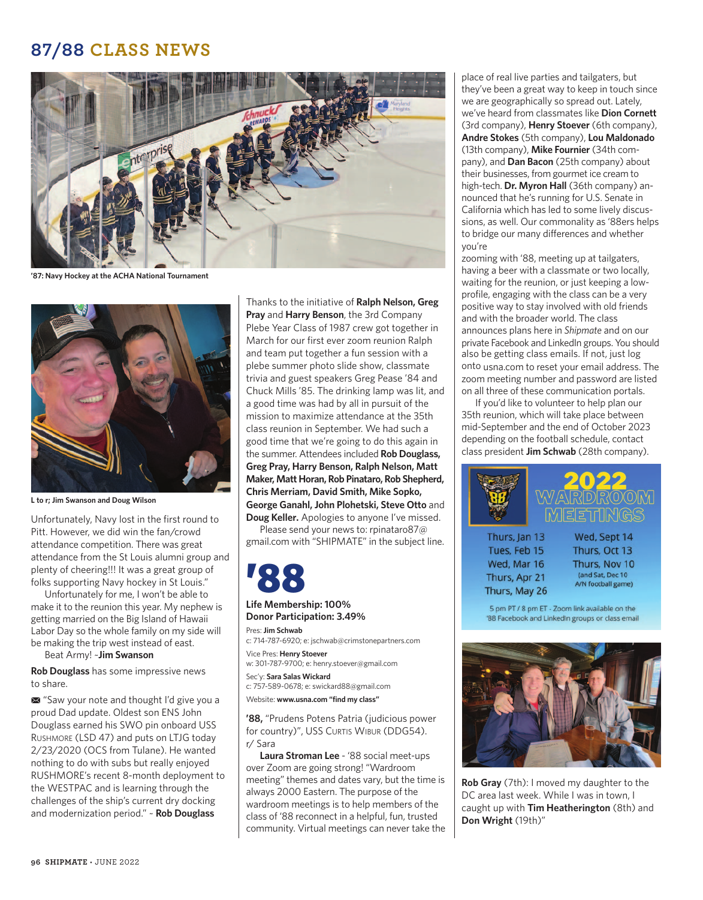## 87/88 CLASS NEWS

'87: Navy Hockey at the ACHA National Tournament

L to r; Jim Swanson and Doug Wilson

Unfortunately, Navy lost in the first round to Pitt. However, we did win the fan/crowd attendance competition. There was great attendance from the St Louis alumni group and plenty of cheering!!! It was a great group of folks supporting Navy hockey in St Louis."

Unfortunately for me, I won't be able to make it to the reunion this year. My nephew is getting married on the Big Island of Hawaii Labor Day so the whole family on my side will be making the trip west instead of east.

Beat Army! ~**Jim Swanson**

**Rob Douglass** has some impressive news to share.

✉ "Saw your note and thought I'd give you a proud Dad update. Oldest son ENS John Douglass earned his SWO pin onboard USS RUSHMORE (LSD 47) and puts on LTJG today 2/23/2020 (OCS from Tulane). He wanted nothing to do with subs but really enjoyed RUSHMORE's recent 8-month deployment to the WESTPAC and is learning through the challenges of the ship's current dry docking and modernization period." ~ **Rob Douglass**

Thanks to the initiative of **Ralph Nelson, Greg Pray** and **Harry Benson**, the 3rd Company Plebe Year Class of 1987 crew got together in March for our first ever zoom reunion Ralph and team put together a fun session with a plebe summer photo slide show, classmate trivia and guest speakers Greg Pease '84 and Chuck Mills '85. The drinking lamp was lit, and a good time was had by all in pursuit of the mission to maximize attendance at the 35th class reunion in September. We had such a good time that we're going to do this again in the summer. Attendees included **Rob Douglass, Greg Pray, Harry Benson, Ralph Nelson, Matt Maker, Matt Horan, Rob Pinataro, Rob Shepherd, Chris Merriam, David Smith, Mike Sopko, George Ganahl, John Plohetski, Steve Otto** and **Doug Keller.** Apologies to anyone I've missed.

Please send your news to: rpinataro87@gmail.com with "SHIPMATE" in the subject line.

# '88

**Life Membership: 100%**
**Donor Participation: 3.49%**

Pres: **Jim Schwab**
c: 714-787-6920; e: jschwab@crimstonepartners.com

Vice Pres: **Henry Stoever**
w: 301-787-9700; e: henry.stoever@gmail.com

Sec'y: **Sara Salas Wickard**
c: 757-589-0678; e: swickard88@gmail.com

Website: **www.usna.com "find my class"**

**'88,** "Prudens Potens Patria (judicious power for country)", USS CURTIS WILBUR (DDG54). r/ Sara

**Laura Stroman Lee** - '88 social meet-ups over Zoom are going strong! "Wardroom meeting" themes and dates vary, but the time is always 2000 Eastern. The purpose of the wardroom meetings is to help members of the class of '88 reconnect in a helpful, fun, trusted community. Virtual meetings can never take the place of real live parties and tailgaters, but they've been a great way to keep in touch since we are geographically so spread out. Lately, we've heard from classmates like **Dion Cornett** (3rd company), **Henry Stoever** (6th company), **Andre Stokes** (5th company), **Lou Maldonado** (13th company), **Mike Fournier** (34th company), and **Dan Bacon** (25th company) about their businesses, from gourmet ice cream to high-tech. **Dr. Myron Hall** (36th company) announced that he's running for U.S. Senate in California which has led to some lively discussions, as well. Our commonality as '88ers helps to bridge our many differences and whether you're
zooming with '88, meeting up at tailgaters, having a beer with a classmate or two locally, waiting for the reunion, or just keeping a low-profile, engaging with the class can be a very positive way to stay involved with old friends and with the broader world. The class announces plans here in *Shipmate* and on our private Facebook and LinkedIn groups. You should also be getting class emails. If not, just log onto usna.com to reset your email address. The zoom meeting number and password are listed on all three of these communication portals.

If you'd like to volunteer to help plan our 35th reunion, which will take place between mid-September and the end of October 2023 depending on the football schedule, contact class president **Jim Schwab** (28th company).

2022 WARDROOM MEETINGS

Thurs, Jan 13
Tues, Feb 15
Wed, Mar 16
Thurs, Apr 21
Thurs, May 26
Wed, Sept 14
Thurs, Oct 13
Thurs, Nov 10
(and Sat, Dec 10 A/N football game)

5 pm PT / 8 pm ET - Zoom link available on the '88 Facebook and LinkedIn groups or class email

**Rob Gray** (7th): I moved my daughter to the DC area last week. While I was in town, I caught up with **Tim Heatherington** (8th) and **Don Wright** (19th)"